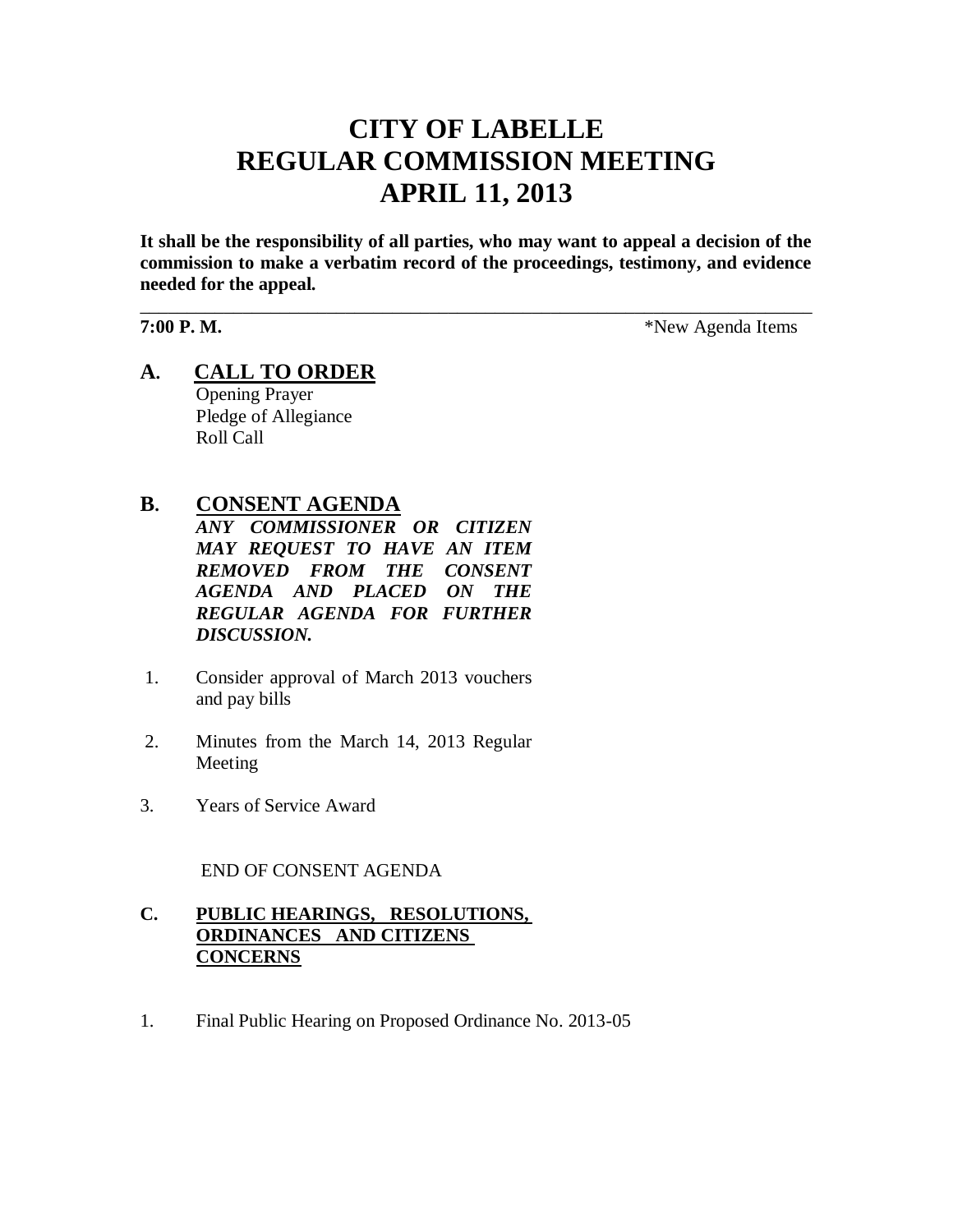# CITY OF LABELLE
# REGULAR COMMISSION MEETING
# APRIL 11, 2013

**It shall be the responsibility of all parties, who may want to appeal a decision of the commission to make a verbatim record of the proceedings, testimony, and evidence needed for the appeal.**

---

**7:00 P. M.** *New Agenda Items

## A. CALL TO ORDER

Opening Prayer
Pledge of Allegiance
Roll Call

## B. CONSENT AGENDA

***ANY COMMISSIONER OR CITIZEN MAY REQUEST TO HAVE AN ITEM REMOVED FROM THE CONSENT AGENDA AND PLACED ON THE REGULAR AGENDA FOR FURTHER DISCUSSION.***

1. Consider approval of March 2013 vouchers and pay bills
2. Minutes from the March 14, 2013 Regular Meeting
3. Years of Service Award

END OF CONSENT AGENDA

## C. PUBLIC HEARINGS, RESOLUTIONS, ORDINANCES AND CITIZENS CONCERNS

1. Final Public Hearing on Proposed Ordinance No. 2013-05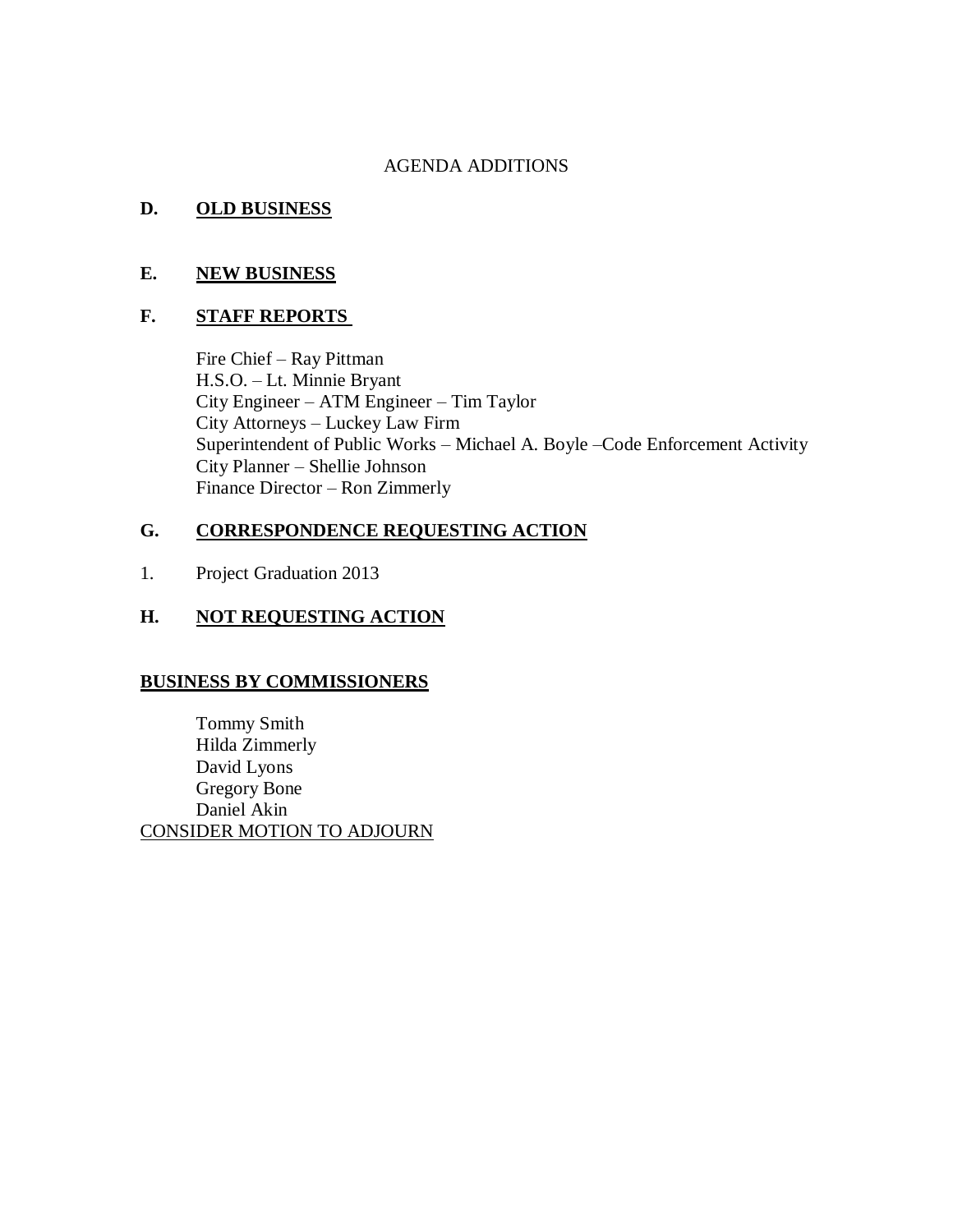AGENDA ADDITIONS

**D. <u>OLD BUSINESS</u>**

**E. <u>NEW BUSINESS</u>**

**F. <u>STAFF REPORTS</u>**

Fire Chief – Ray Pittman
H.S.O. – Lt. Minnie Bryant
City Engineer – ATM Engineer – Tim Taylor
City Attorneys – Luckey Law Firm
Superintendent of Public Works – Michael A. Boyle –Code Enforcement Activity
City Planner – Shellie Johnson
Finance Director – Ron Zimmerly

**G. <u>CORRESPONDENCE REQUESTING ACTION</u>**

1. Project Graduation 2013

**H. <u>NOT REQUESTING ACTION</u>**

**<u>BUSINESS BY COMMISSIONERS</u>**

Tommy Smith
Hilda Zimmerly
David Lyons
Gregory Bone
Daniel Akin

<u>CONSIDER MOTION TO ADJOURN</u>